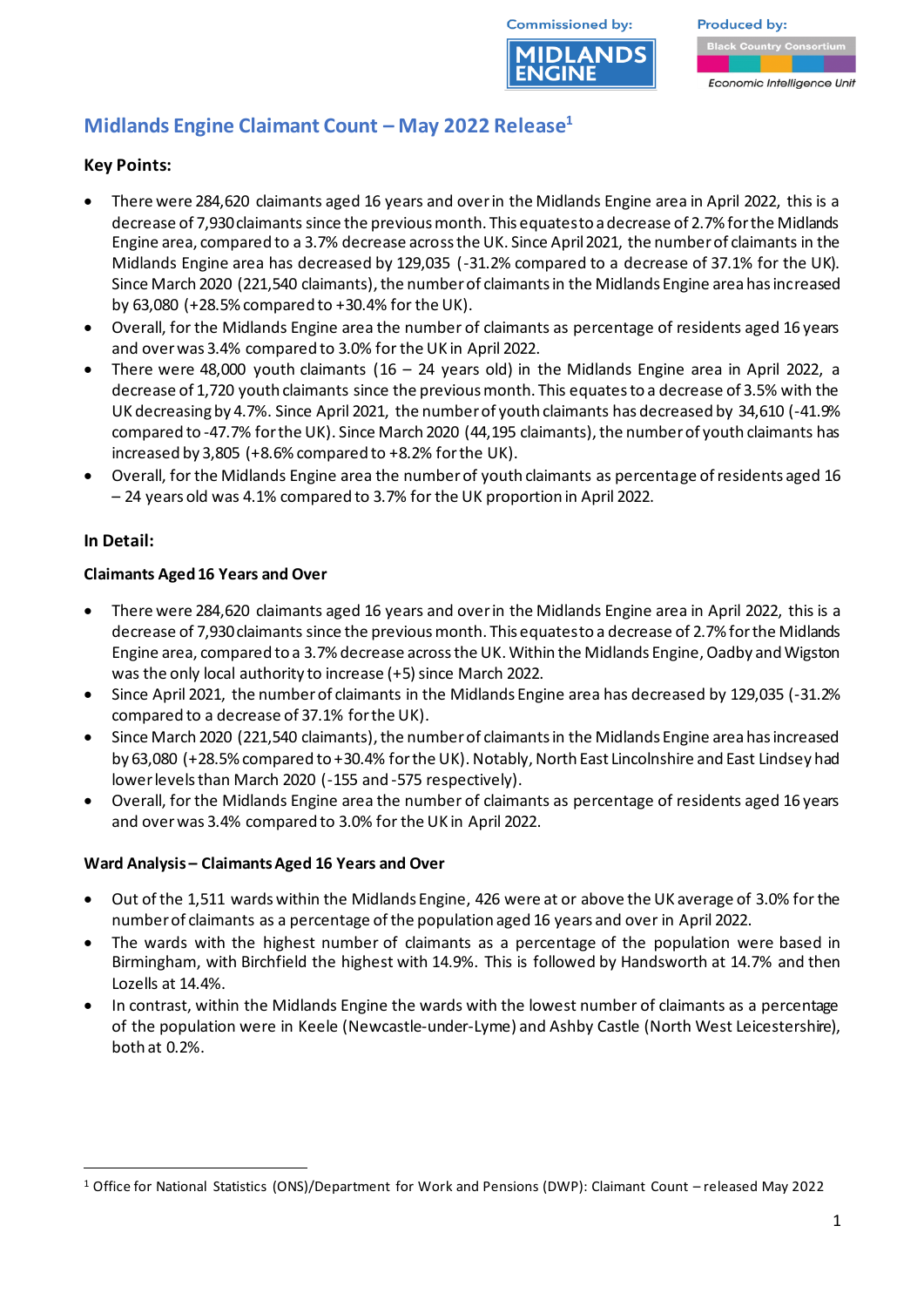Commissioned by: MIDLANDS ENGINE

Produced by: Black Country Consortium Economic Intelligence Unit

# Midlands Engine Claimant Count – May 2022 Release[1]

## Key Points:

- There were 284,620 claimants aged 16 years and over in the Midlands Engine area in April 2022, this is a decrease of 7,930 claimants since the previous month. This equates to a decrease of 2.7% for the Midlands Engine area, compared to a 3.7% decrease across the UK. Since April 2021, the number of claimants in the Midlands Engine area has decreased by 129,035 (-31.2% compared to a decrease of 37.1% for the UK). Since March 2020 (221,540 claimants), the number of claimants in the Midlands Engine area has increased by 63,080 (+28.5% compared to +30.4% for the UK).
- Overall, for the Midlands Engine area the number of claimants as percentage of residents aged 16 years and over was 3.4% compared to 3.0% for the UK in April 2022.
- There were 48,000 youth claimants (16 – 24 years old) in the Midlands Engine area in April 2022, a decrease of 1,720 youth claimants since the previous month. This equates to a decrease of 3.5% with the UK decreasing by 4.7%. Since April 2021, the number of youth claimants has decreased by 34,610 (-41.9% compared to -47.7% for the UK). Since March 2020 (44,195 claimants), the number of youth claimants has increased by 3,805 (+8.6% compared to +8.2% for the UK).
- Overall, for the Midlands Engine area the number of youth claimants as percentage of residents aged 16 – 24 years old was 4.1% compared to 3.7% for the UK proportion in April 2022.

## In Detail:

### Claimants Aged 16 Years and Over

- There were 284,620 claimants aged 16 years and over in the Midlands Engine area in April 2022, this is a decrease of 7,930 claimants since the previous month. This equates to a decrease of 2.7% for the Midlands Engine area, compared to a 3.7% decrease across the UK. Within the Midlands Engine, Oadby and Wigston was the only local authority to increase (+5) since March 2022.
- Since April 2021, the number of claimants in the Midlands Engine area has decreased by 129,035 (-31.2% compared to a decrease of 37.1% for the UK).
- Since March 2020 (221,540 claimants), the number of claimants in the Midlands Engine area has increased by 63,080 (+28.5% compared to +30.4% for the UK). Notably, North East Lincolnshire and East Lindsey had lower levels than March 2020 (-155 and -575 respectively).
- Overall, for the Midlands Engine area the number of claimants as percentage of residents aged 16 years and over was 3.4% compared to 3.0% for the UK in April 2022.

### Ward Analysis – Claimants Aged 16 Years and Over

- Out of the 1,511 wards within the Midlands Engine, 426 were at or above the UK average of 3.0% for the number of claimants as a percentage of the population aged 16 years and over in April 2022.
- The wards with the highest number of claimants as a percentage of the population were based in Birmingham, with Birchfield the highest with 14.9%. This is followed by Handsworth at 14.7% and then Lozells at 14.4%.
- In contrast, within the Midlands Engine the wards with the lowest number of claimants as a percentage of the population were in Keele (Newcastle-under-Lyme) and Ashby Castle (North West Leicestershire), both at 0.2%.

---

[1] Office for National Statistics (ONS)/Department for Work and Pensions (DWP): Claimant Count – released May 2022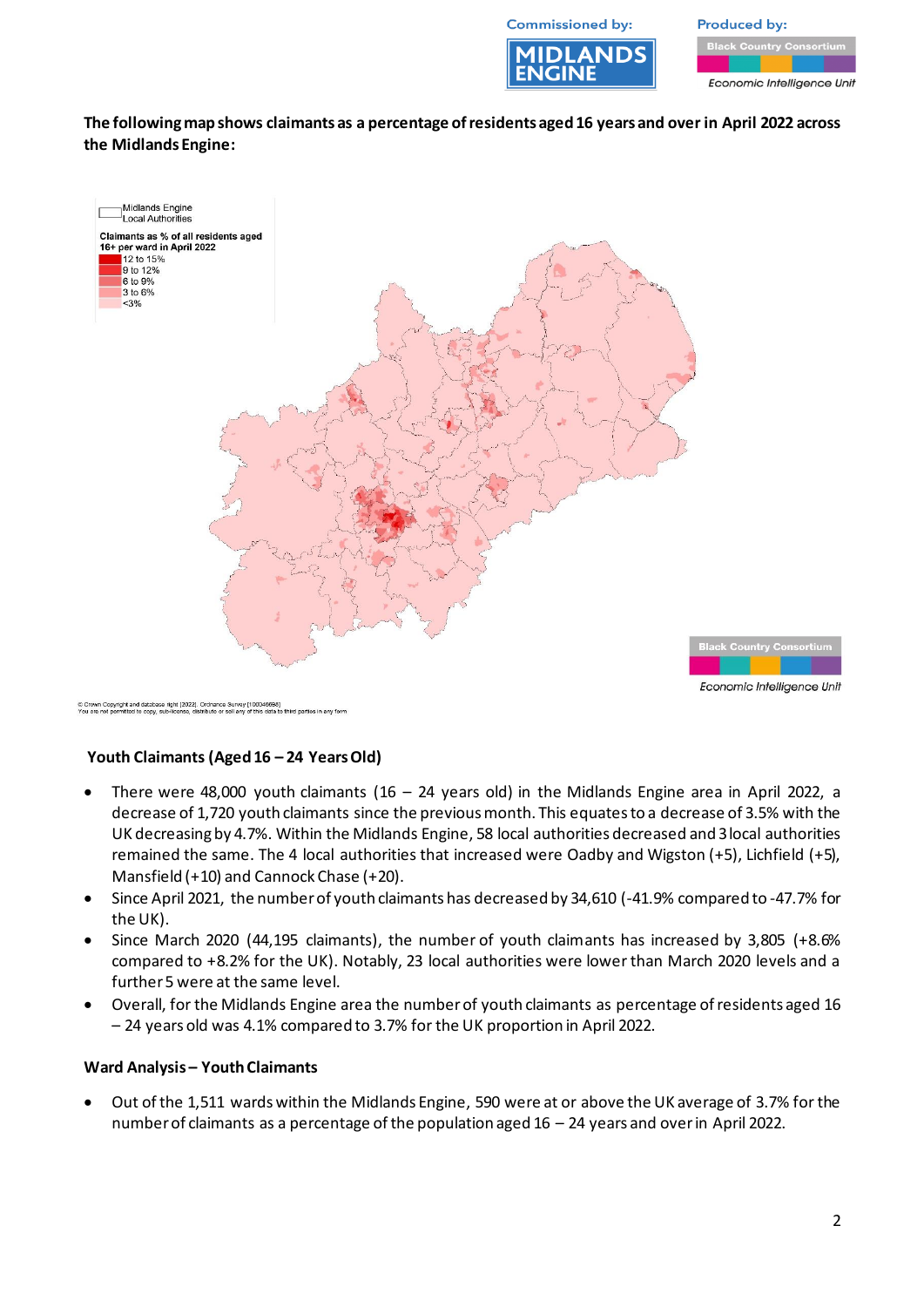The following map shows claimants as a percentage of residents aged 16 years and over in April 2022 across the Midlands Engine:

Midlands Engine Local Authorities

Claimants as % of all residents aged 16+ per ward in April 2022
- 12 to 15%
- 9 to 12%
- 6 to 9%
- 3 to 6%
- <3%

© Crown Copyright and database right [2022]. Ordnance Survey [100046698]
You are not permitted to copy, sub-license, distribute or sell any of this data to third parties in any form

### Youth Claimants (Aged 16 – 24 Years Old)

- There were 48,000 youth claimants (16 – 24 years old) in the Midlands Engine area in April 2022, a decrease of 1,720 youth claimants since the previous month. This equates to a decrease of 3.5% with the UK decreasing by 4.7%. Within the Midlands Engine, 58 local authorities decreased and 3 local authorities remained the same. The 4 local authorities that increased were Oadby and Wigston (+5), Lichfield (+5), Mansfield (+10) and Cannock Chase (+20).
- Since April 2021, the number of youth claimants has decreased by 34,610 (-41.9% compared to -47.7% for the UK).
- Since March 2020 (44,195 claimants), the number of youth claimants has increased by 3,805 (+8.6% compared to +8.2% for the UK). Notably, 23 local authorities were lower than March 2020 levels and a further 5 were at the same level.
- Overall, for the Midlands Engine area the number of youth claimants as percentage of residents aged 16 – 24 years old was 4.1% compared to 3.7% for the UK proportion in April 2022.

### Ward Analysis – Youth Claimants

- Out of the 1,511 wards within the Midlands Engine, 590 were at or above the UK average of 3.7% for the number of claimants as a percentage of the population aged 16 – 24 years and over in April 2022.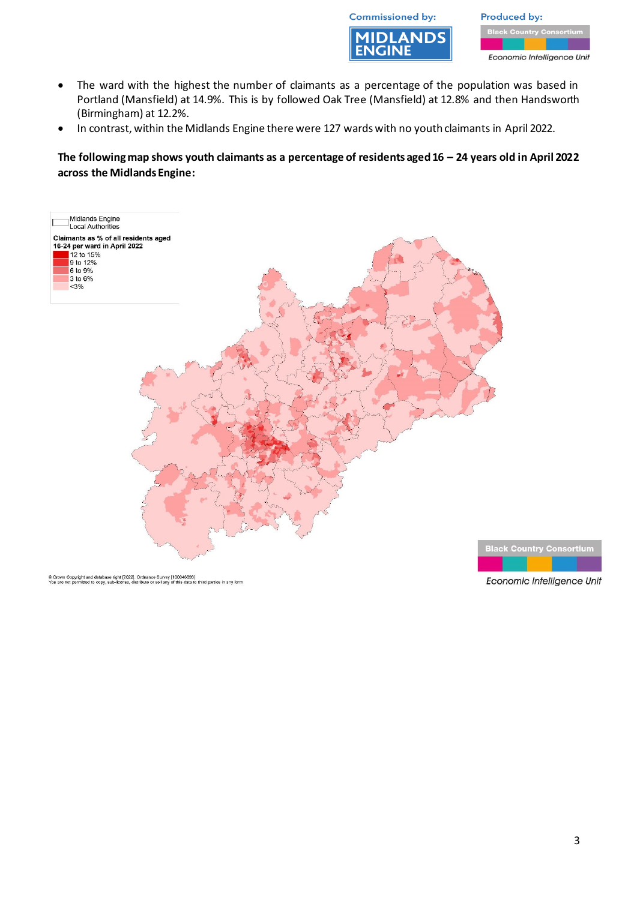- The ward with the highest the number of claimants as a percentage of the population was based in Portland (Mansfield) at 14.9%. This is by followed Oak Tree (Mansfield) at 12.8% and then Handsworth (Birmingham) at 12.2%.
- In contrast, within the Midlands Engine there were 127 wards with no youth claimants in April 2022.

**The following map shows youth claimants as a percentage of residents aged 16 – 24 years old in April 2022 across the Midlands Engine:**

Midlands Engine Local Authorities

Claimants as % of all residents aged 16-24 per ward in April 2022

12 to 15%

9 to 12%

6 to 9%

3 to 6%

<3%

© Crown Copyright and database right [2022]. Ordnance Survey [100046686]
You are not permitted to copy, sub-license, distribute or sell any of this data to third parties in any form

Black Country Consortium

Economic Intelligence Unit